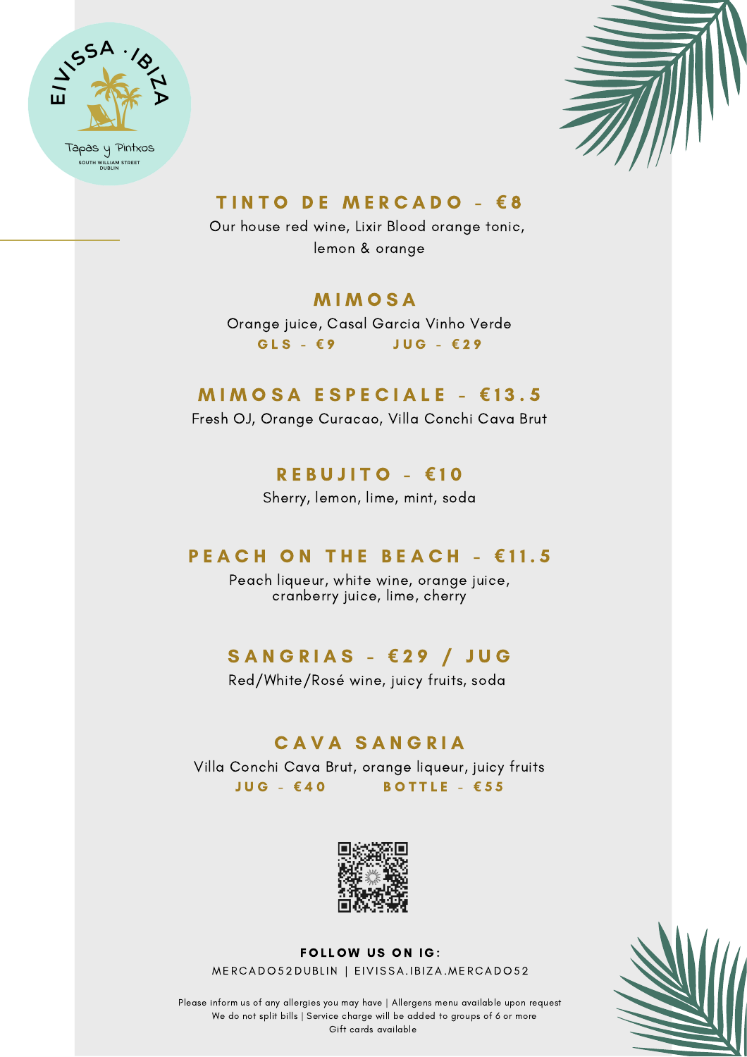EIVISSA · IBIZA

Tapas y Pintxos

SOUTH WILLIAM STREET
DUBLIN

## TINTO DE MERCADO - €8

Our house red wine, Lixir Blood orange tonic, lemon & orange

## MIMOSA

Orange juice, Casal Garcia Vinho Verde

**GLS - €9** **JUG - €29**

## MIMOSA ESPECIALE - €13.5

Fresh OJ, Orange Curacao, Villa Conchi Cava Brut

## REBUJITO - €10

Sherry, lemon, lime, mint, soda

## PEACH ON THE BEACH - €11.5

Peach liqueur, white wine, orange juice, cranberry juice, lime, cherry

## SANGRIAS - €29 / JUG

Red/White/Rosé wine, juicy fruits, soda

## CAVA SANGRIA

Villa Conchi Cava Brut, orange liqueur, juicy fruits

**JUG - €40** **BOTTLE - €55**

**FOLLOW US ON IG:**

MERCADO52DUBLIN | EIVISSA.IBIZA.MERCADO52

Please inform us of any allergies you may have | Allergens menu available upon request
We do not split bills | Service charge will be added to groups of 6 or more
Gift cards available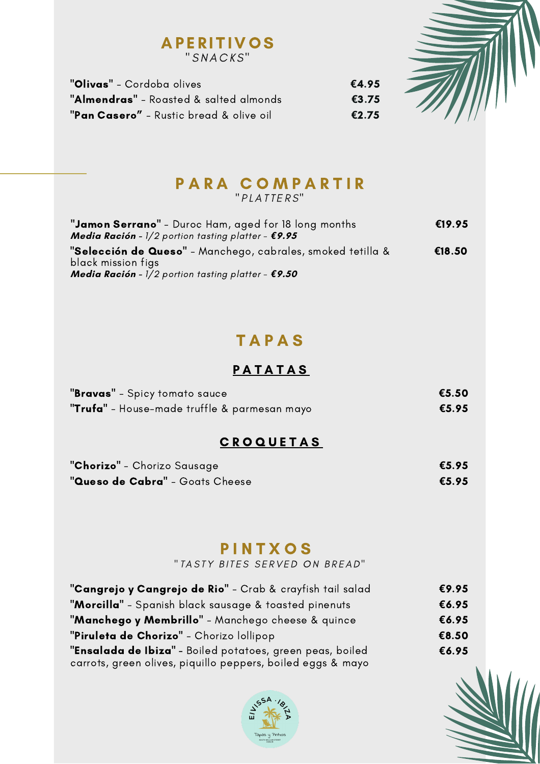# APERITIVOS

*"SNACKS"*

**"Olivas"** - Cordoba olives — €4.95

**"Almendras"** - Roasted & salted almonds — €3.75

**"Pan Casero"** - Rustic bread & olive oil — €2.75

# PARA COMPARTIR

*"PLATTERS"*

**"Jamon Serrano"** - Duroc Ham, aged for 18 long months — €19.95
***Media Ración** - 1/2 portion tasting platter - **€9.95***

**"Selección de Queso"** - Manchego, cabrales, smoked tetilla & black mission figs — €18.50
***Media Ración** - 1/2 portion tasting platter - **€9.50***

# TAPAS

## PATATAS

**"Bravas"** - Spicy tomato sauce — €5.50

**"Trufa"** - House-made truffle & parmesan mayo — €5.95

## CROQUETAS

**"Chorizo"** - Chorizo Sausage — €5.95

**"Queso de Cabra"** - Goats Cheese — €5.95

# PINTXOS

*"TASTY BITES SERVED ON BREAD"*

**"Cangrejo y Cangrejo de Rio"** - Crab & crayfish tail salad — €9.95

**"Morcilla"** - Spanish black sausage & toasted pinenuts — €6.95

**"Manchego y Membrillo"** - Manchego cheese & quince — €6.95

**"Piruleta de Chorizo"** - Chorizo lollipop — €8.50

**"Ensalada de Ibiza"** - Boiled potatoes, green peas, boiled carrots, green olives, piquillo peppers, boiled eggs & mayo — €6.95

EIVISSA · IBIZA
Tapas y Pintxos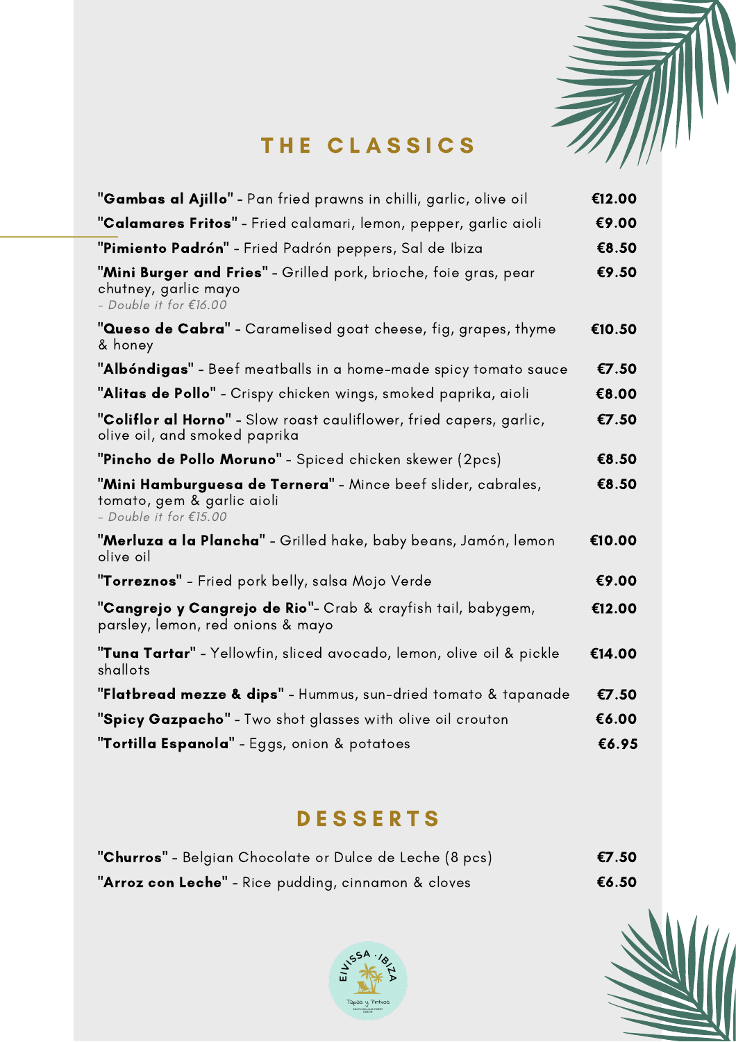## THE CLASSICS

| | |
|---|---|
| **"Gambas al Ajillo"** - Pan fried prawns in chilli, garlic, olive oil | €12.00 |
| **"Calamares Fritos"** - Fried calamari, lemon, pepper, garlic aioli | €9.00 |
| **"Pimiento Padrón"** - Fried Padrón peppers, Sal de Ibiza | €8.50 |
| **"Mini Burger and Fries"** - Grilled pork, brioche, foie gras, pear chutney, garlic mayo *- Double it for €16.00* | €9.50 |
| **"Queso de Cabra"** - Caramelised goat cheese, fig, grapes, thyme & honey | €10.50 |
| **"Albóndigas"** - Beef meatballs in a home-made spicy tomato sauce | €7.50 |
| **"Alitas de Pollo"** - Crispy chicken wings, smoked paprika, aioli | €8.00 |
| **"Coliflor al Horno"** - Slow roast cauliflower, fried capers, garlic, olive oil, and smoked paprika | €7.50 |
| **"Pincho de Pollo Moruno"** - Spiced chicken skewer (2pcs) | €8.50 |
| **"Mini Hamburguesa de Ternera"** - Mince beef slider, cabrales, tomato, gem & garlic aioli *- Double it for €15.00* | €8.50 |
| **"Merluza a la Plancha"** - Grilled hake, baby beans, Jamón, lemon olive oil | €10.00 |
| **"Torreznos"** - Fried pork belly, salsa Mojo Verde | €9.00 |
| **"Cangrejo y Cangrejo de Rio"**- Crab & crayfish tail, babygem, parsley, lemon, red onions & mayo | €12.00 |
| **"Tuna Tartar"** - Yellowfin, sliced avocado, lemon, olive oil & pickle shallots | €14.00 |
| **"Flatbread mezze & dips"** - Hummus, sun-dried tomato & tapanade | €7.50 |
| **"Spicy Gazpacho"** - Two shot glasses with olive oil crouton | €6.00 |
| **"Tortilla Espanola"** - Eggs, onion & potatoes | €6.95 |

## DESSERTS

| | |
|---|---|
| **"Churros"** - Belgian Chocolate or Dulce de Leche (8 pcs) | €7.50 |
| **"Arroz con Leche"** - Rice pudding, cinnamon & cloves | €6.50 |

EIVISSA · IBIZA
Tapas y Pintxos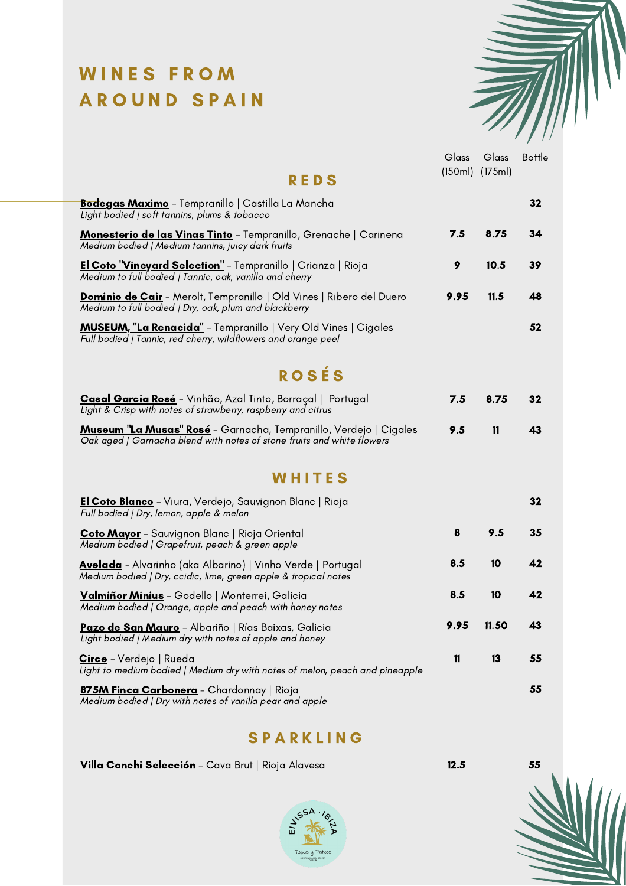# WINES FROM AROUND SPAIN

## REDS

| | Glass (150ml) | Glass (175ml) | Bottle |
|---|---|---|---|
| **Bodegas Maximo** - Tempranillo \| Castilla La Mancha<br>*Light bodied \| soft tannins, plums & tobacco* | | | 32 |
| **Monesterio de las Vinas Tinto** - Tempranillo, Grenache \| Carinena<br>*Medium bodied \| Medium tannins, juicy dark fruits* | 7.5 | 8.75 | 34 |
| **El Coto "Vineyard Selection"** - Tempranillo \| Crianza \| Rioja<br>*Medium to full bodied \| Tannic, oak, vanilla and cherry* | 9 | 10.5 | 39 |
| **Dominio de Cair** - Merolt, Tempranillo \| Old Vines \| Ribero del Duero<br>*Medium to full bodied \| Dry, oak, plum and blackberry* | 9.95 | 11.5 | 48 |
| **MUSEUM, "La Renacida"** - Tempranillo \| Very Old Vines \| Cigales<br>*Full bodied \| Tannic, red cherry, wildflowers and orange peel* | | | 52 |

## ROSÉS

| | Glass (150ml) | Glass (175ml) | Bottle |
|---|---|---|---|
| **Casal Garcia Rosé** - Vinhão, Azal Tinto, Borraçal \| Portugal<br>*Light & Crisp with notes of strawberry, raspberry and citrus* | 7.5 | 8.75 | 32 |
| **Museum "La Musas" Rosé** - Garnacha, Tempranillo, Verdejo \| Cigales<br>*Oak aged \| Garnacha blend with notes of stone fruits and white flowers* | 9.5 | 11 | 43 |

## WHITES

| | Glass (150ml) | Glass (175ml) | Bottle |
|---|---|---|---|
| **El Coto Blanco** - Viura, Verdejo, Sauvignon Blanc \| Rioja<br>*Full bodied \| Dry, lemon, apple & melon* | | | 32 |
| **Coto Mayor** - Sauvignon Blanc \| Rioja Oriental<br>*Medium bodied \| Grapefruit, peach & green apple* | 8 | 9.5 | 35 |
| **Avelada** - Alvarinho (aka Albarino) \| Vinho Verde \| Portugal<br>*Medium bodied \| Dry, ccidic, lime, green apple & tropical notes* | 8.5 | 10 | 42 |
| **Valmiñor Minius** - Godello \| Monterrei, Galicia<br>*Medium bodied \| Orange, apple and peach with honey notes* | 8.5 | 10 | 42 |
| **Pazo de San Mauro** - Albariño \| Rías Baixas, Galicia<br>*Light bodied \| Medium dry with notes of apple and honey* | 9.95 | 11.50 | 43 |
| **Circe** - Verdejo \| Rueda<br>*Light to medium bodied \| Medium dry with notes of melon, peach and pineapple* | 11 | 13 | 55 |
| **875M Finca Carbonera** - Chardonnay \| Rioja<br>*Medium bodied \| Dry with notes of vanilla pear and apple* | | | 55 |

## SPARKLING

| | Glass (150ml) | Glass (175ml) | Bottle |
|---|---|---|---|
| **Villa Conchi Selección** - Cava Brut \| Rioja Alavesa | 12.5 | | 55 |

EIVISSA · IBIZA
Tapas y Pintxos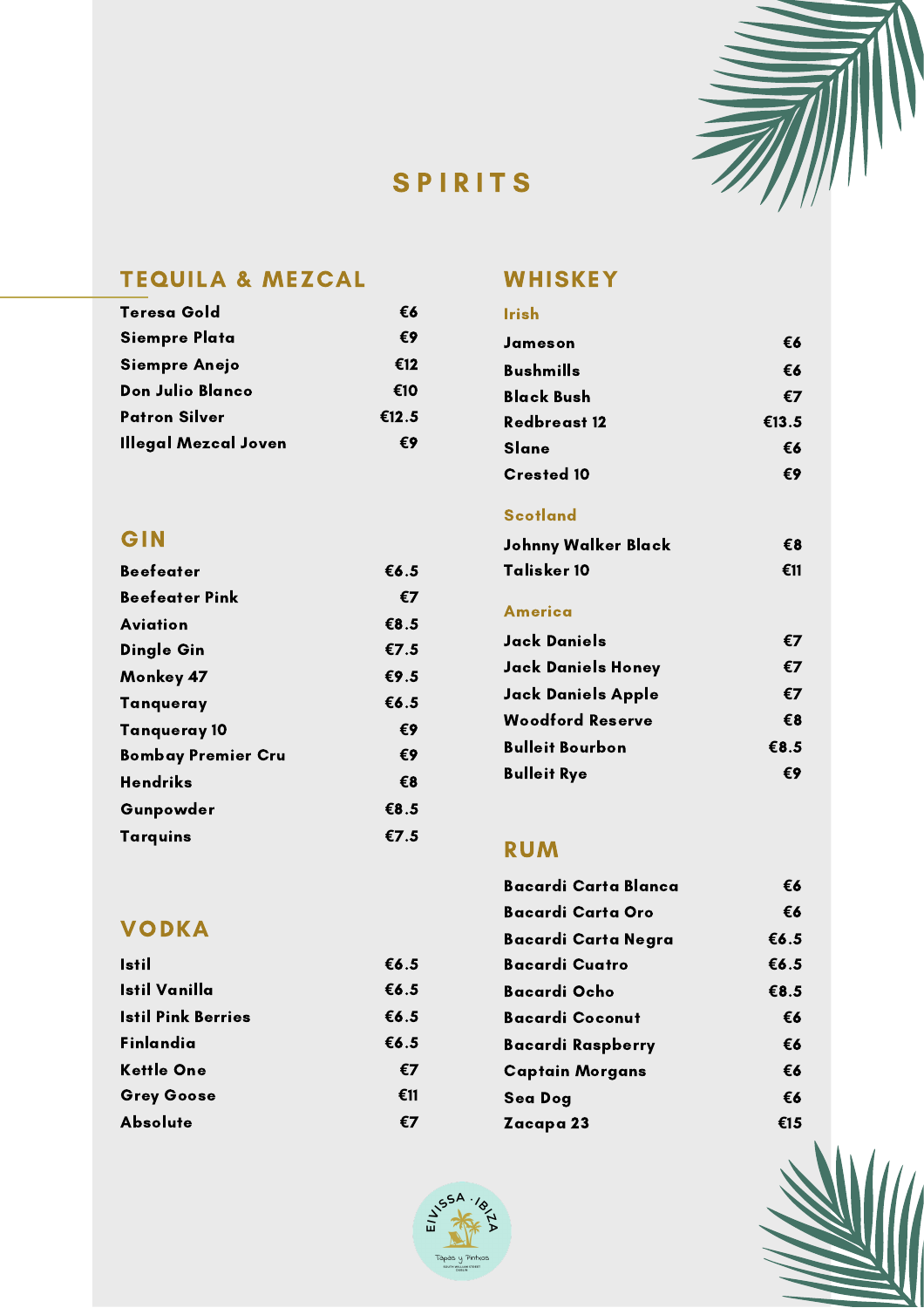# SPIRITS

## TEQUILA & MEZCAL

| | |
|---|---|
| Teresa Gold | €6 |
| Siempre Plata | €9 |
| Siempre Anejo | €12 |
| Don Julio Blanco | €10 |
| Patron Silver | €12.5 |
| Illegal Mezcal Joven | €9 |

## GIN

| | |
|---|---|
| Beefeater | €6.5 |
| Beefeater Pink | €7 |
| Aviation | €8.5 |
| Dingle Gin | €7.5 |
| Monkey 47 | €9.5 |
| Tanqueray | €6.5 |
| Tanqueray 10 | €9 |
| Bombay Premier Cru | €9 |
| Hendriks | €8 |
| Gunpowder | €8.5 |
| Tarquins | €7.5 |

## VODKA

| | |
|---|---|
| Istil | €6.5 |
| Istil Vanilla | €6.5 |
| Istil Pink Berries | €6.5 |
| Finlandia | €6.5 |
| Kettle One | €7 |
| Grey Goose | €11 |
| Absolute | €7 |

## WHISKEY

### Irish

| | |
|---|---|
| Jameson | €6 |
| Bushmills | €6 |
| Black Bush | €7 |
| Redbreast 12 | €13.5 |
| Slane | €6 |
| Crested 10 | €9 |

### Scotland

| | |
|---|---|
| Johnny Walker Black | €8 |
| Talisker 10 | €11 |

### America

| | |
|---|---|
| Jack Daniels | €7 |
| Jack Daniels Honey | €7 |
| Jack Daniels Apple | €7 |
| Woodford Reserve | €8 |
| Bulleit Bourbon | €8.5 |
| Bulleit Rye | €9 |

## RUM

| | |
|---|---|
| Bacardi Carta Blanca | €6 |
| Bacardi Carta Oro | €6 |
| Bacardi Carta Negra | €6.5 |
| Bacardi Cuatro | €6.5 |
| Bacardi Ocho | €8.5 |
| Bacardi Coconut | €6 |
| Bacardi Raspberry | €6 |
| Captain Morgans | €6 |
| Sea Dog | €6 |
| Zacapa 23 | €15 |

EIVISSA · IBIZA

Tapas y Pintxos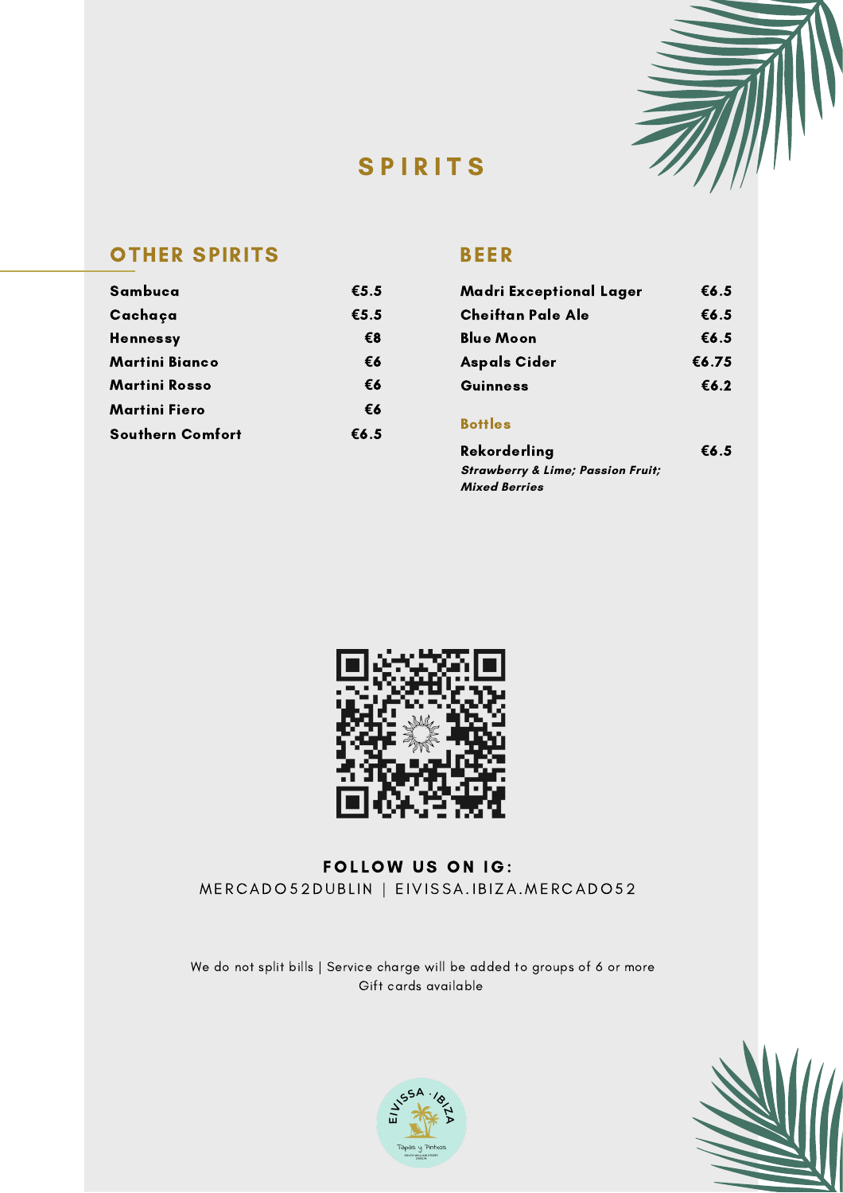# SPIRITS

## OTHER SPIRITS

| | |
|---|---|
| **Sambuca** | **€5.5** |
| **Cachaça** | **€5.5** |
| **Hennessy** | **€8** |
| **Martini Bianco** | **€6** |
| **Martini Rosso** | **€6** |
| **Martini Fiero** | **€6** |
| **Southern Comfort** | **€6.5** |

## BEER

| | |
|---|---|
| **Madri Exceptional Lager** | **€6.5** |
| **Cheiftan Pale Ale** | **€6.5** |
| **Blue Moon** | **€6.5** |
| **Aspals Cider** | **€6.75** |
| **Guinness** | **€6.2** |

### Bottles

| | |
|---|---|
| **Rekorderling** | **€6.5** |

***Strawberry & Lime; Passion Fruit; Mixed Berries***

**FOLLOW US ON IG:**
MERCADO52DUBLIN | EIVISSA.IBIZA.MERCADO52

We do not split bills | Service charge will be added to groups of 6 or more
Gift cards available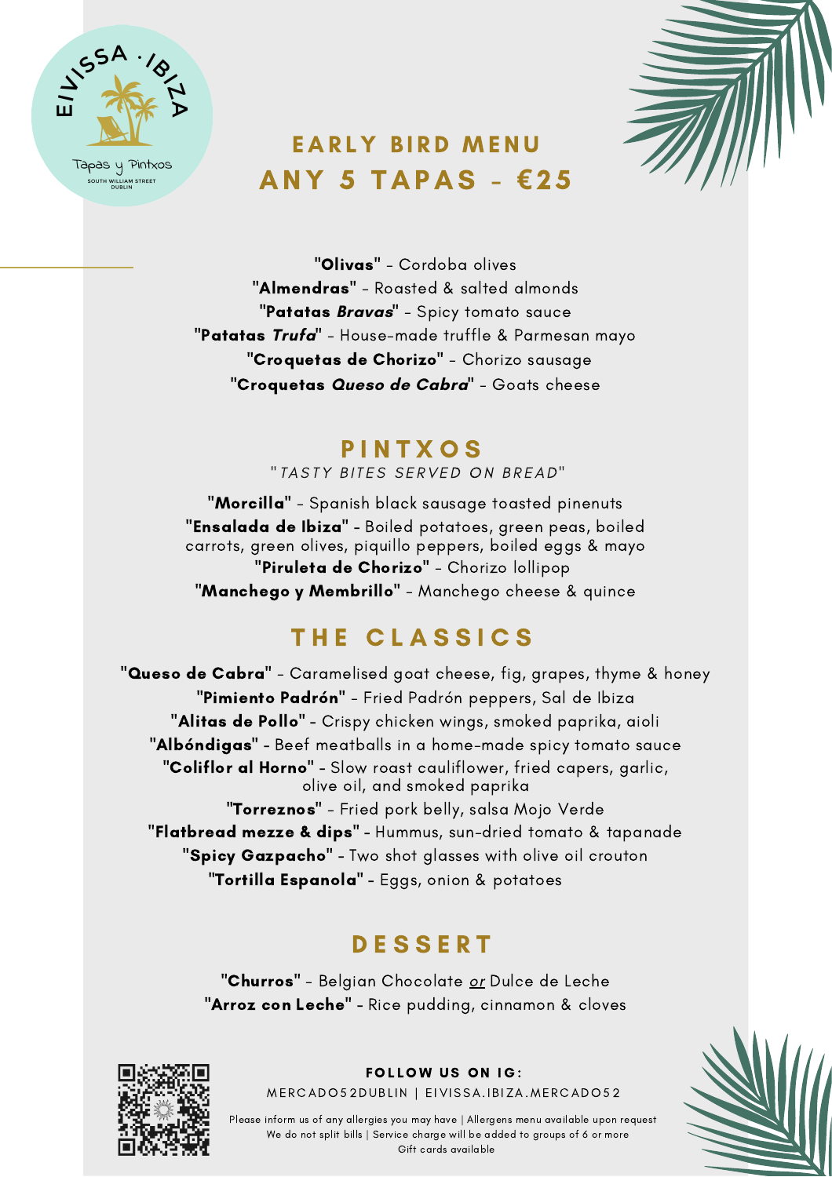EIVISSA · IBIZA

Tapas y Pintxos

SOUTH WILLIAM STREET DUBLIN

# EARLY BIRD MENU

# ANY 5 TAPAS - €25

**"Olivas"** - Cordoba olives

**"Almendras"** - Roasted & salted almonds

**"Patatas *Bravas*"** - Spicy tomato sauce

**"Patatas *Trufa*"** - House-made truffle & Parmesan mayo

**"Croquetas de Chorizo"** - Chorizo sausage

**"Croquetas *Queso de Cabra*"** - Goats cheese

## PINTXOS

*"TASTY BITES SERVED ON BREAD"*

**"Morcilla"** - Spanish black sausage toasted pinenuts

**"Ensalada de Ibiza"** - Boiled potatoes, green peas, boiled carrots, green olives, piquillo peppers, boiled eggs & mayo

**"Piruleta de Chorizo"** - Chorizo lollipop

**"Manchego y Membrillo"** - Manchego cheese & quince

## THE CLASSICS

**"Queso de Cabra"** - Caramelised goat cheese, fig, grapes, thyme & honey

**"Pimiento Padrón"** - Fried Padrón peppers, Sal de Ibiza

**"Alitas de Pollo"** - Crispy chicken wings, smoked paprika, aioli

**"Albóndigas"** - Beef meatballs in a home-made spicy tomato sauce

**"Coliflor al Horno"** - Slow roast cauliflower, fried capers, garlic, olive oil, and smoked paprika

**"Torreznos"** - Fried pork belly, salsa Mojo Verde

**"Flatbread mezze & dips"** - Hummus, sun-dried tomato & tapanade

**"Spicy Gazpacho"** - Two shot glasses with olive oil crouton

**"Tortilla Espanola"** - Eggs, onion & potatoes

## DESSERT

**"Churros"** - Belgian Chocolate *or* Dulce de Leche

**"Arroz con Leche"** - Rice pudding, cinnamon & cloves

**FOLLOW US ON IG:**

MERCADO52DUBLIN | EIVISSA.IBIZA.MERCADO52

Please inform us of any allergies you may have | Allergens menu available upon request

We do not split bills | Service charge will be added to groups of 6 or more

Gift cards available